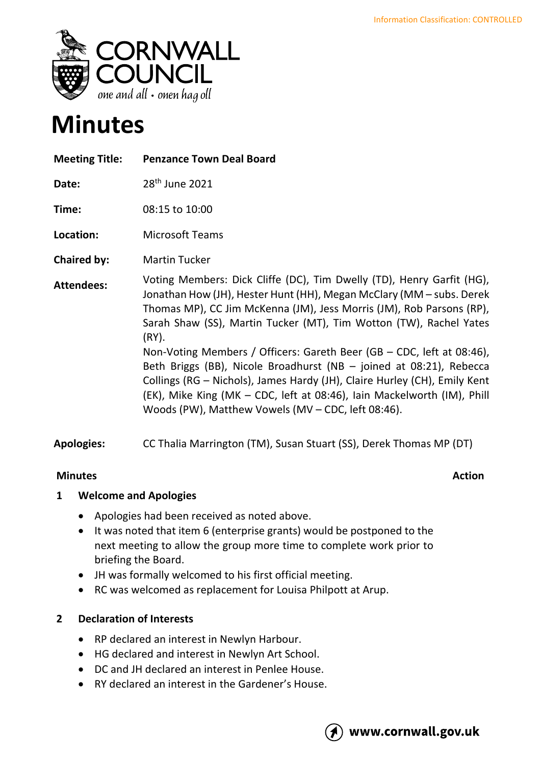Information Classification: CONTROLLED

CORNWALL COUNCIL
*one and all • onen hag oll*

# Minutes

**Meeting Title:** **Penzance Town Deal Board**

**Date:** 28th June 2021

**Time:** 08:15 to 10:00

**Location:** Microsoft Teams

**Chaired by:** Martin Tucker

**Attendees:** Voting Members: Dick Cliffe (DC), Tim Dwelly (TD), Henry Garfit (HG), Jonathan How (JH), Hester Hunt (HH), Megan McClary (MM – subs. Derek Thomas MP), CC Jim McKenna (JM), Jess Morris (JM), Rob Parsons (RP), Sarah Shaw (SS), Martin Tucker (MT), Tim Wotton (TW), Rachel Yates (RY).
Non-Voting Members / Officers: Gareth Beer (GB – CDC, left at 08:46), Beth Briggs (BB), Nicole Broadhurst (NB – joined at 08:21), Rebecca Collings (RG – Nichols), James Hardy (JH), Claire Hurley (CH), Emily Kent (EK), Mike King (MK – CDC, left at 08:46), Iain Mackelworth (IM), Phill Woods (PW), Matthew Vowels (MV – CDC, left 08:46).

**Apologies:** CC Thalia Marrington (TM), Susan Stuart (SS), Derek Thomas MP (DT)

**Minutes** **Action**

**1 Welcome and Apologies**

- Apologies had been received as noted above.
- It was noted that item 6 (enterprise grants) would be postponed to the next meeting to allow the group more time to complete work prior to briefing the Board.
- JH was formally welcomed to his first official meeting.
- RC was welcomed as replacement for Louisa Philpott at Arup.

**2 Declaration of Interests**

- RP declared an interest in Newlyn Harbour.
- HG declared and interest in Newlyn Art School.
- DC and JH declared an interest in Penlee House.
- RY declared an interest in the Gardener's House.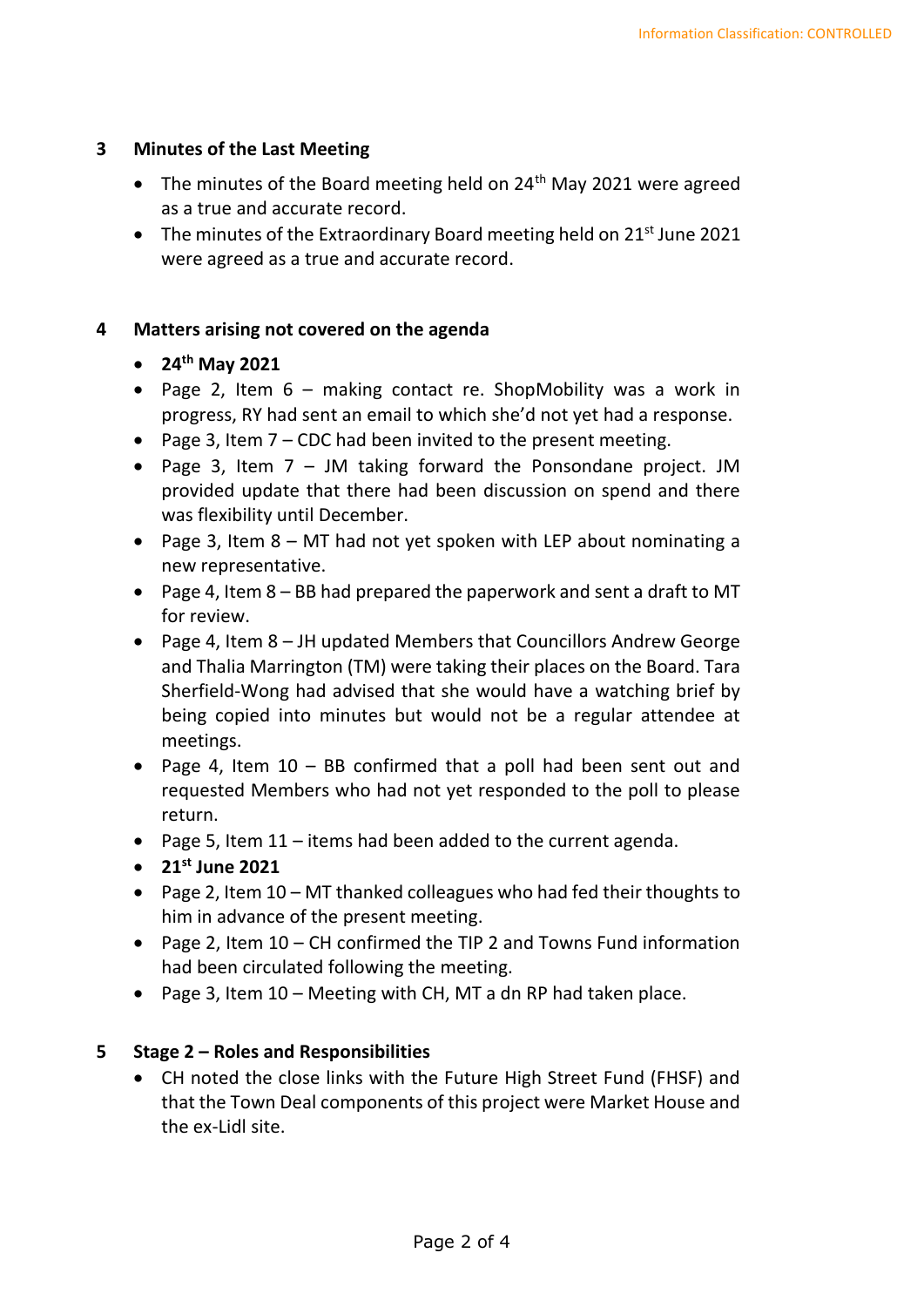## 3 Minutes of the Last Meeting

- The minutes of the Board meeting held on 24th May 2021 were agreed as a true and accurate record.
- The minutes of the Extraordinary Board meeting held on 21st June 2021 were agreed as a true and accurate record.

## 4 Matters arising not covered on the agenda

- **24th May 2021**
- Page 2, Item 6 – making contact re. ShopMobility was a work in progress, RY had sent an email to which she'd not yet had a response.
- Page 3, Item 7 – CDC had been invited to the present meeting.
- Page 3, Item 7 – JM taking forward the Ponsondane project. JM provided update that there had been discussion on spend and there was flexibility until December.
- Page 3, Item 8 – MT had not yet spoken with LEP about nominating a new representative.
- Page 4, Item 8 – BB had prepared the paperwork and sent a draft to MT for review.
- Page 4, Item 8 – JH updated Members that Councillors Andrew George and Thalia Marrington (TM) were taking their places on the Board. Tara Sherfield-Wong had advised that she would have a watching brief by being copied into minutes but would not be a regular attendee at meetings.
- Page 4, Item 10 – BB confirmed that a poll had been sent out and requested Members who had not yet responded to the poll to please return.
- Page 5, Item 11 – items had been added to the current agenda.
- **21st June 2021**
- Page 2, Item 10 – MT thanked colleagues who had fed their thoughts to him in advance of the present meeting.
- Page 2, Item 10 – CH confirmed the TIP 2 and Towns Fund information had been circulated following the meeting.
- Page 3, Item 10 – Meeting with CH, MT a dn RP had taken place.

## 5 Stage 2 – Roles and Responsibilities

- CH noted the close links with the Future High Street Fund (FHSF) and that the Town Deal components of this project were Market House and the ex-Lidl site.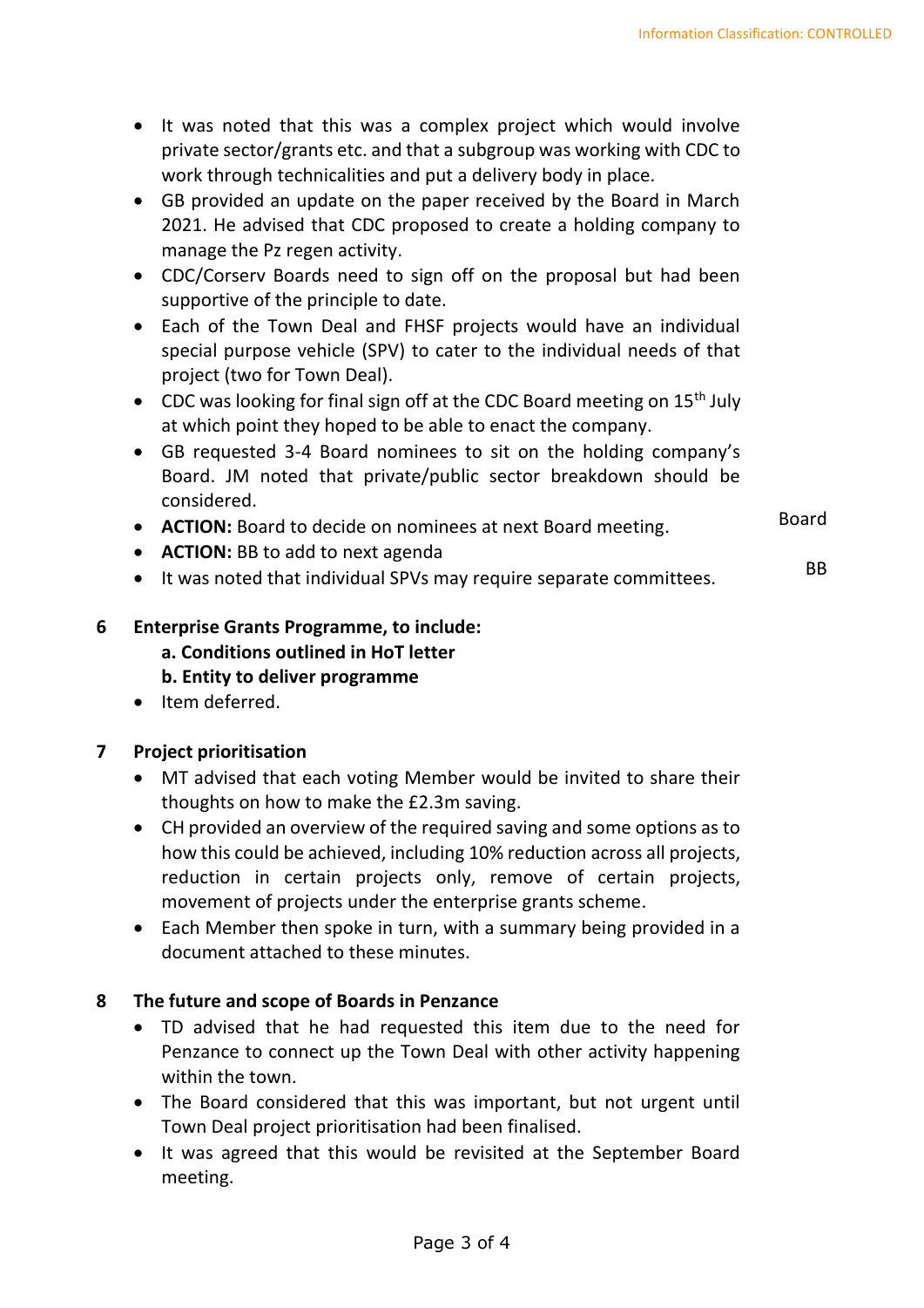- It was noted that this was a complex project which would involve private sector/grants etc. and that a subgroup was working with CDC to work through technicalities and put a delivery body in place.
- GB provided an update on the paper received by the Board in March 2021. He advised that CDC proposed to create a holding company to manage the Pz regen activity.
- CDC/Corserv Boards need to sign off on the proposal but had been supportive of the principle to date.
- Each of the Town Deal and FHSF projects would have an individual special purpose vehicle (SPV) to cater to the individual needs of that project (two for Town Deal).
- CDC was looking for final sign off at the CDC Board meeting on 15th July at which point they hoped to be able to enact the company.
- GB requested 3-4 Board nominees to sit on the holding company's Board. JM noted that private/public sector breakdown should be considered.
- **ACTION:** Board to decide on nominees at next Board meeting. — Board
- **ACTION:** BB to add to next agenda — BB
- It was noted that individual SPVs may require separate committees.

## 6 Enterprise Grants Programme, to include:

**a. Conditions outlined in HoT letter**

**b. Entity to deliver programme**

- Item deferred.

## 7 Project prioritisation

- MT advised that each voting Member would be invited to share their thoughts on how to make the £2.3m saving.
- CH provided an overview of the required saving and some options as to how this could be achieved, including 10% reduction across all projects, reduction in certain projects only, remove of certain projects, movement of projects under the enterprise grants scheme.
- Each Member then spoke in turn, with a summary being provided in a document attached to these minutes.

## 8 The future and scope of Boards in Penzance

- TD advised that he had requested this item due to the need for Penzance to connect up the Town Deal with other activity happening within the town.
- The Board considered that this was important, but not urgent until Town Deal project prioritisation had been finalised.
- It was agreed that this would be revisited at the September Board meeting.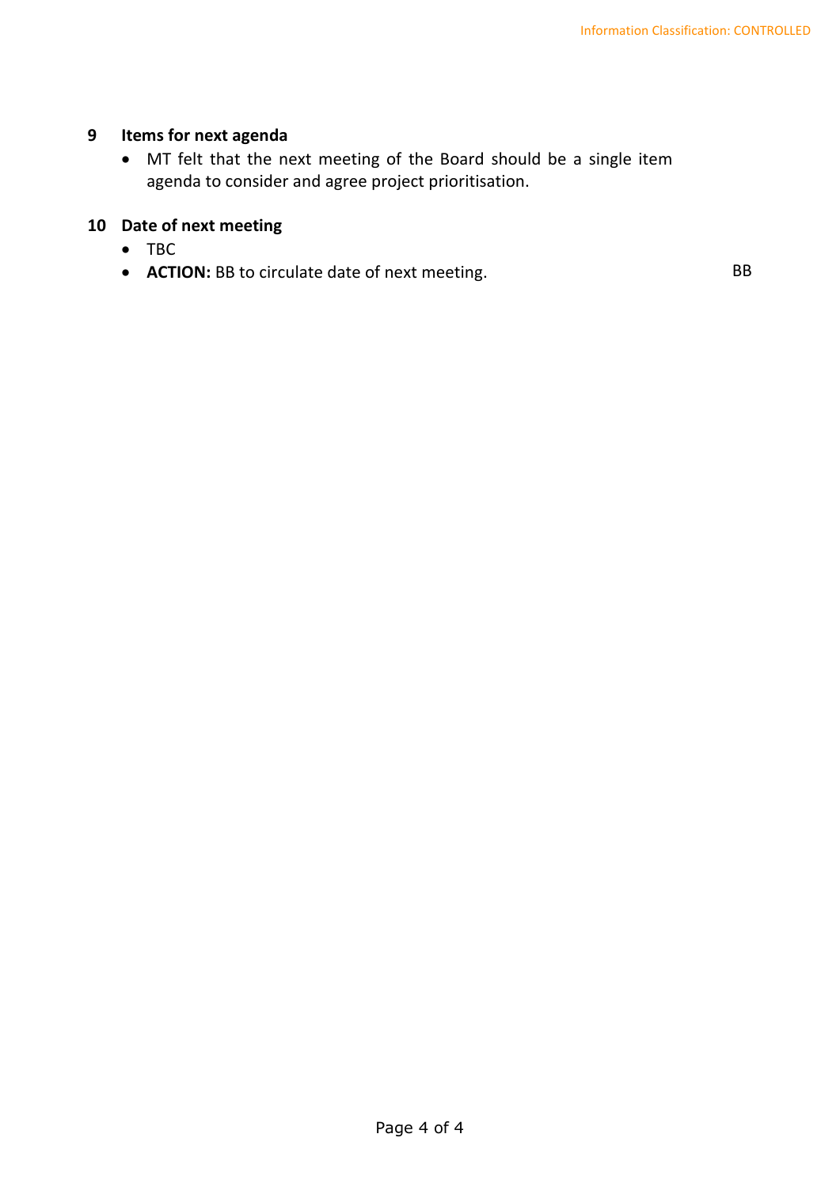## 9 Items for next agenda

- MT felt that the next meeting of the Board should be a single item agenda to consider and agree project prioritisation.

## 10 Date of next meeting

- TBC
- **ACTION:** BB to circulate date of next meeting. BB